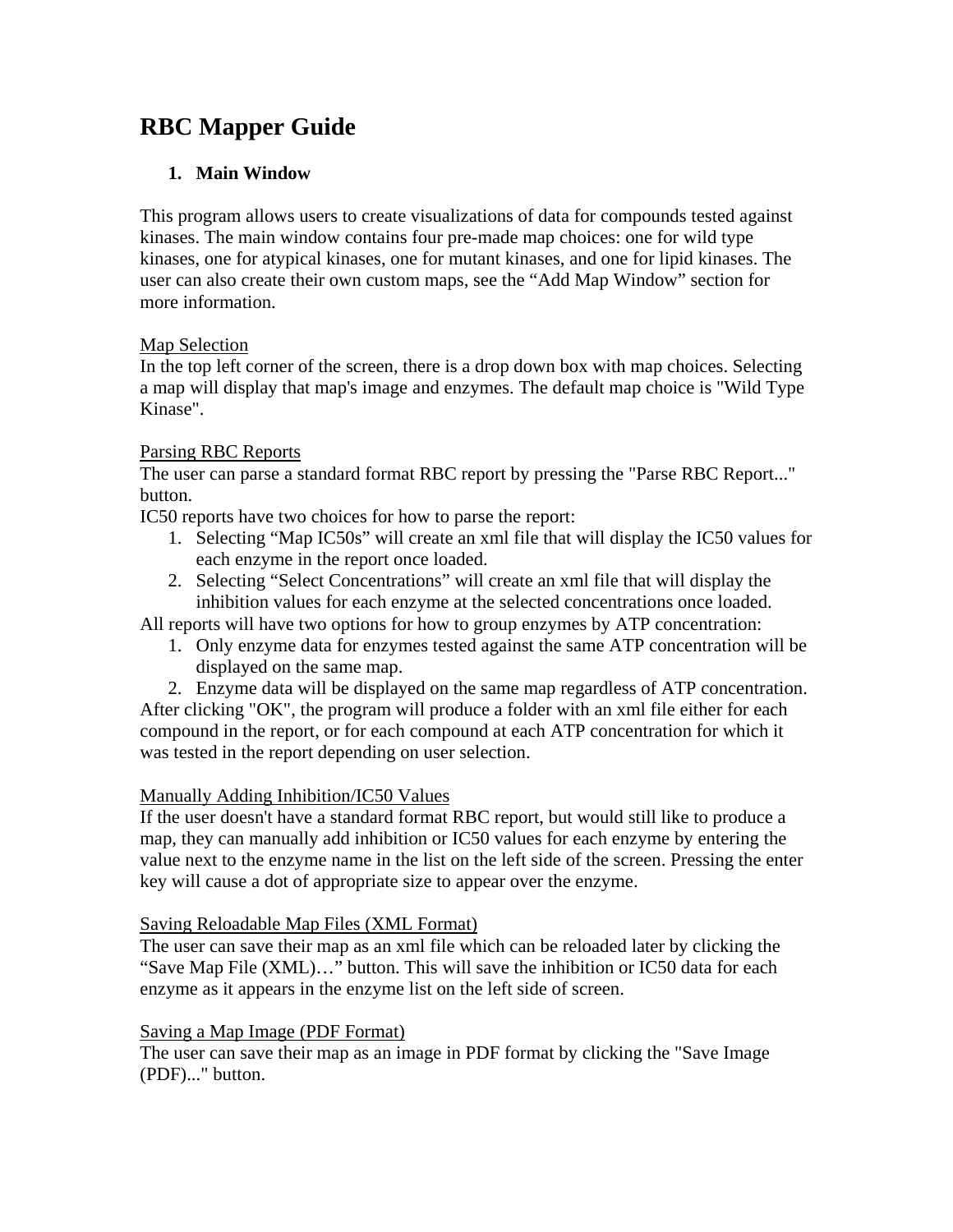# RBC Mapper Guide

## 1. Main Window

This program allows users to create visualizations of data for compounds tested against kinases. The main window contains four pre-made map choices: one for wild type kinases, one for atypical kinases, one for mutant kinases, and one for lipid kinases. The user can also create their own custom maps, see the "Add Map Window" section for more information.

<u>Map Selection</u>

In the top left corner of the screen, there is a drop down box with map choices. Selecting a map will display that map's image and enzymes. The default map choice is "Wild Type Kinase".

<u>Parsing RBC Reports</u>

The user can parse a standard format RBC report by pressing the "Parse RBC Report..." button.

IC50 reports have two choices for how to parse the report:

1. Selecting "Map IC50s" will create an xml file that will display the IC50 values for each enzyme in the report once loaded.
2. Selecting "Select Concentrations" will create an xml file that will display the inhibition values for each enzyme at the selected concentrations once loaded.

All reports will have two options for how to group enzymes by ATP concentration:

1. Only enzyme data for enzymes tested against the same ATP concentration will be displayed on the same map.
2. Enzyme data will be displayed on the same map regardless of ATP concentration.

After clicking "OK", the program will produce a folder with an xml file either for each compound in the report, or for each compound at each ATP concentration for which it was tested in the report depending on user selection.

<u>Manually Adding Inhibition/IC50 Values</u>

If the user doesn't have a standard format RBC report, but would still like to produce a map, they can manually add inhibition or IC50 values for each enzyme by entering the value next to the enzyme name in the list on the left side of the screen. Pressing the enter key will cause a dot of appropriate size to appear over the enzyme.

<u>Saving Reloadable Map Files (XML Format)</u>

The user can save their map as an xml file which can be reloaded later by clicking the "Save Map File (XML)…" button. This will save the inhibition or IC50 data for each enzyme as it appears in the enzyme list on the left side of screen.

<u>Saving a Map Image (PDF Format)</u>

The user can save their map as an image in PDF format by clicking the "Save Image (PDF)..." button.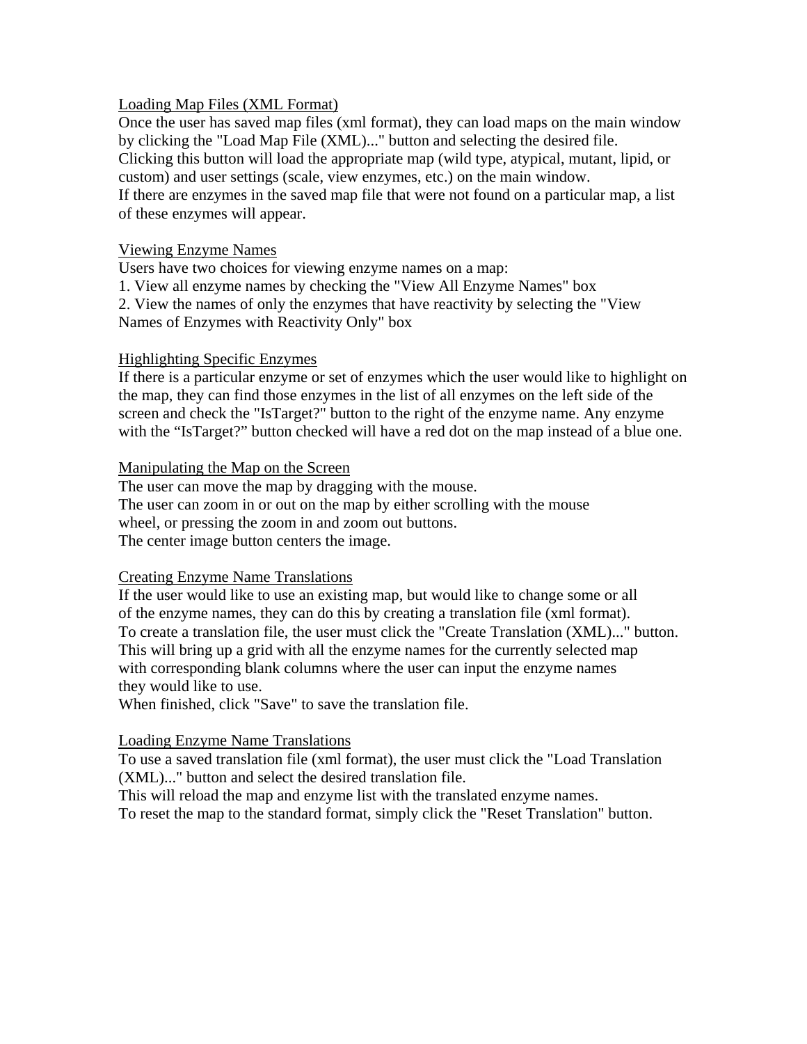<u>Loading Map Files (XML Format)</u>

Once the user has saved map files (xml format), they can load maps on the main window by clicking the "Load Map File (XML)..." button and selecting the desired file.
Clicking this button will load the appropriate map (wild type, atypical, mutant, lipid, or custom) and user settings (scale, view enzymes, etc.) on the main window.
If there are enzymes in the saved map file that were not found on a particular map, a list of these enzymes will appear.

<u>Viewing Enzyme Names</u>

Users have two choices for viewing enzyme names on a map:
1. View all enzyme names by checking the "View All Enzyme Names" box
2. View the names of only the enzymes that have reactivity by selecting the "View Names of Enzymes with Reactivity Only" box

<u>Highlighting Specific Enzymes</u>

If there is a particular enzyme or set of enzymes which the user would like to highlight on the map, they can find those enzymes in the list of all enzymes on the left side of the screen and check the "IsTarget?" button to the right of the enzyme name. Any enzyme with the "IsTarget?" button checked will have a red dot on the map instead of a blue one.

<u>Manipulating the Map on the Screen</u>

The user can move the map by dragging with the mouse.
The user can zoom in or out on the map by either scrolling with the mouse wheel, or pressing the zoom in and zoom out buttons.
The center image button centers the image.

<u>Creating Enzyme Name Translations</u>

If the user would like to use an existing map, but would like to change some or all of the enzyme names, they can do this by creating a translation file (xml format).
To create a translation file, the user must click the "Create Translation (XML)..." button.
This will bring up a grid with all the enzyme names for the currently selected map with corresponding blank columns where the user can input the enzyme names they would like to use.
When finished, click "Save" to save the translation file.

<u>Loading Enzyme Name Translations</u>

To use a saved translation file (xml format), the user must click the "Load Translation (XML)..." button and select the desired translation file.
This will reload the map and enzyme list with the translated enzyme names.
To reset the map to the standard format, simply click the "Reset Translation" button.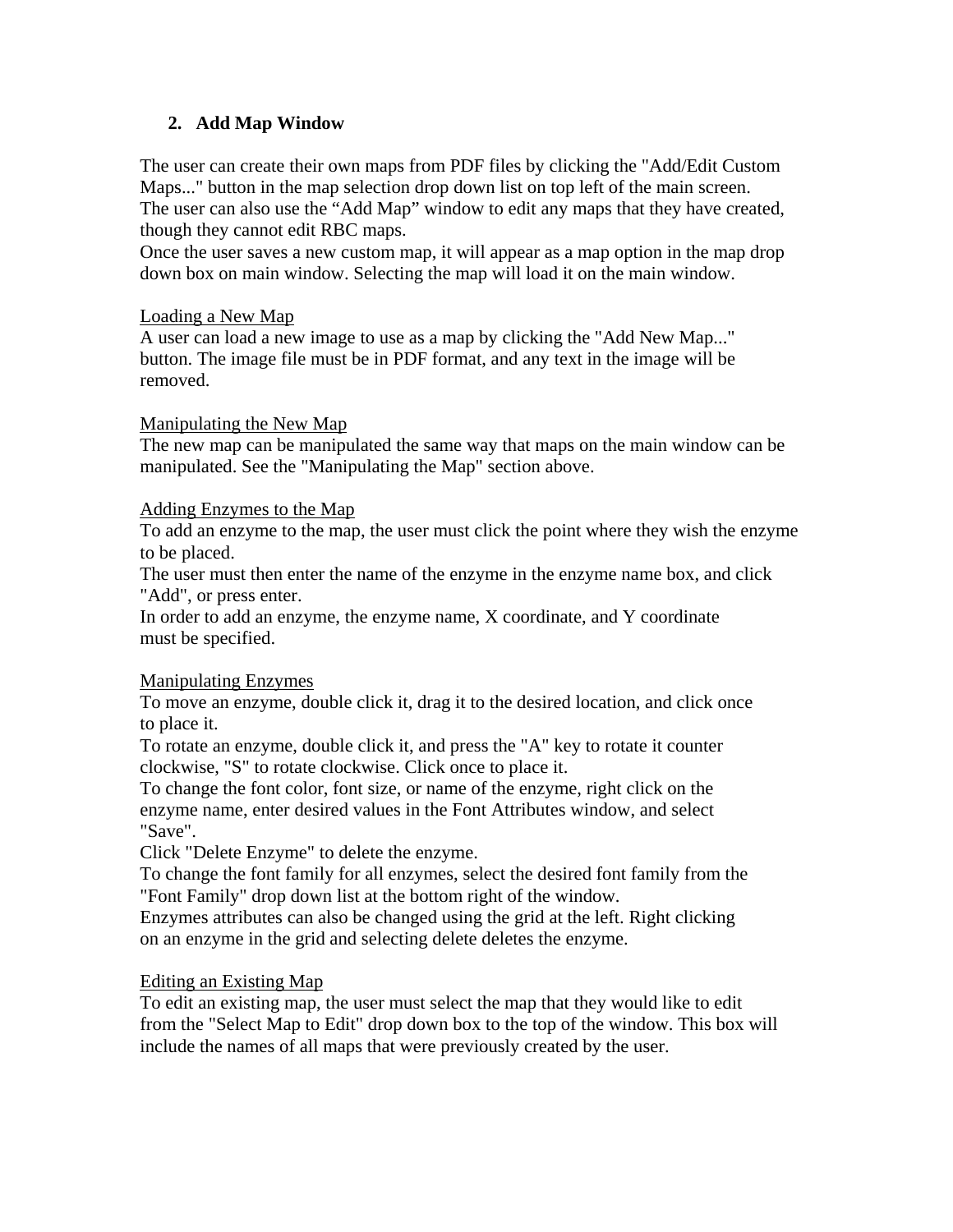## 2. Add Map Window

The user can create their own maps from PDF files by clicking the "Add/Edit Custom Maps..." button in the map selection drop down list on top left of the main screen. The user can also use the “Add Map” window to edit any maps that they have created, though they cannot edit RBC maps.

Once the user saves a new custom map, it will appear as a map option in the map drop down box on main window. Selecting the map will load it on the main window.

<u>Loading a New Map</u>

A user can load a new image to use as a map by clicking the "Add New Map..." button. The image file must be in PDF format, and any text in the image will be removed.

<u>Manipulating the New Map</u>

The new map can be manipulated the same way that maps on the main window can be manipulated. See the "Manipulating the Map" section above.

<u>Adding Enzymes to the Map</u>

To add an enzyme to the map, the user must click the point where they wish the enzyme to be placed.

The user must then enter the name of the enzyme in the enzyme name box, and click "Add", or press enter.

In order to add an enzyme, the enzyme name, X coordinate, and Y coordinate must be specified.

<u>Manipulating Enzymes</u>

To move an enzyme, double click it, drag it to the desired location, and click once to place it.

To rotate an enzyme, double click it, and press the "A" key to rotate it counter clockwise, "S" to rotate clockwise. Click once to place it.

To change the font color, font size, or name of the enzyme, right click on the enzyme name, enter desired values in the Font Attributes window, and select "Save".

Click "Delete Enzyme" to delete the enzyme.

To change the font family for all enzymes, select the desired font family from the "Font Family" drop down list at the bottom right of the window.

Enzymes attributes can also be changed using the grid at the left. Right clicking on an enzyme in the grid and selecting delete deletes the enzyme.

<u>Editing an Existing Map</u>

To edit an existing map, the user must select the map that they would like to edit from the "Select Map to Edit" drop down box to the top of the window. This box will include the names of all maps that were previously created by the user.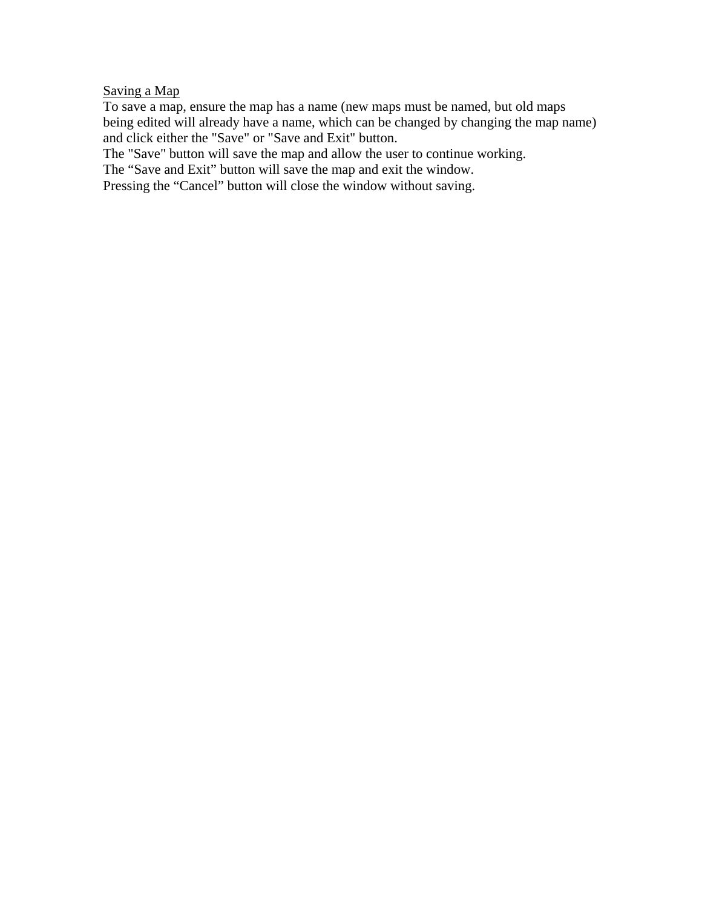<u>Saving a Map</u>

To save a map, ensure the map has a name (new maps must be named, but old maps being edited will already have a name, which can be changed by changing the map name) and click either the "Save" or "Save and Exit" button.

The "Save" button will save the map and allow the user to continue working.

The “Save and Exit” button will save the map and exit the window.

Pressing the “Cancel” button will close the window without saving.